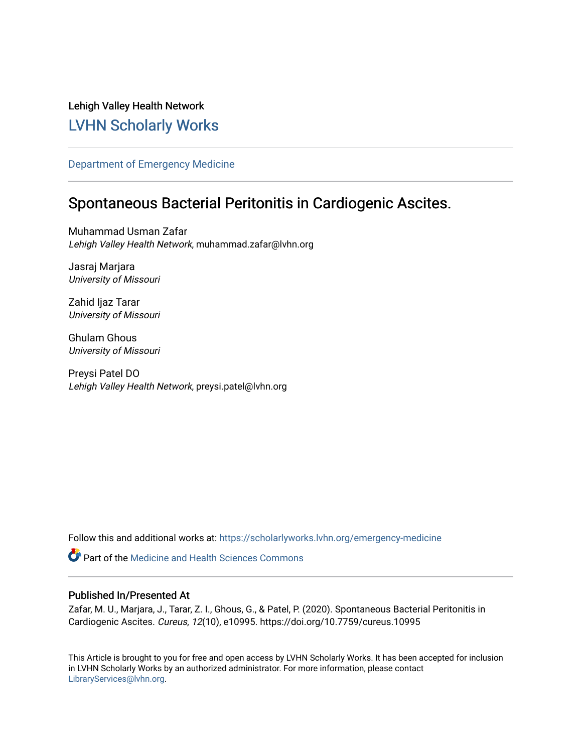Lehigh Valley Health Network

## LVHN Scholarly Works

Department of Emergency Medicine

# Spontaneous Bacterial Peritonitis in Cardiogenic Ascites.

Muhammad Usman Zafar
*Lehigh Valley Health Network*, muhammad.zafar@lvhn.org

Jasraj Marjara
*University of Missouri*

Zahid Ijaz Tarar
*University of Missouri*

Ghulam Ghous
*University of Missouri*

Preysi Patel DO
*Lehigh Valley Health Network*, preysi.patel@lvhn.org

Follow this and additional works at: https://scholarlyworks.lvhn.org/emergency-medicine

Part of the Medicine and Health Sciences Commons

### Published In/Presented At

Zafar, M. U., Marjara, J., Tarar, Z. I., Ghous, G., & Patel, P. (2020). Spontaneous Bacterial Peritonitis in Cardiogenic Ascites. *Cureus*, *12*(10), e10995. https://doi.org/10.7759/cureus.10995

This Article is brought to you for free and open access by LVHN Scholarly Works. It has been accepted for inclusion in LVHN Scholarly Works by an authorized administrator. For more information, please contact LibraryServices@lvhn.org.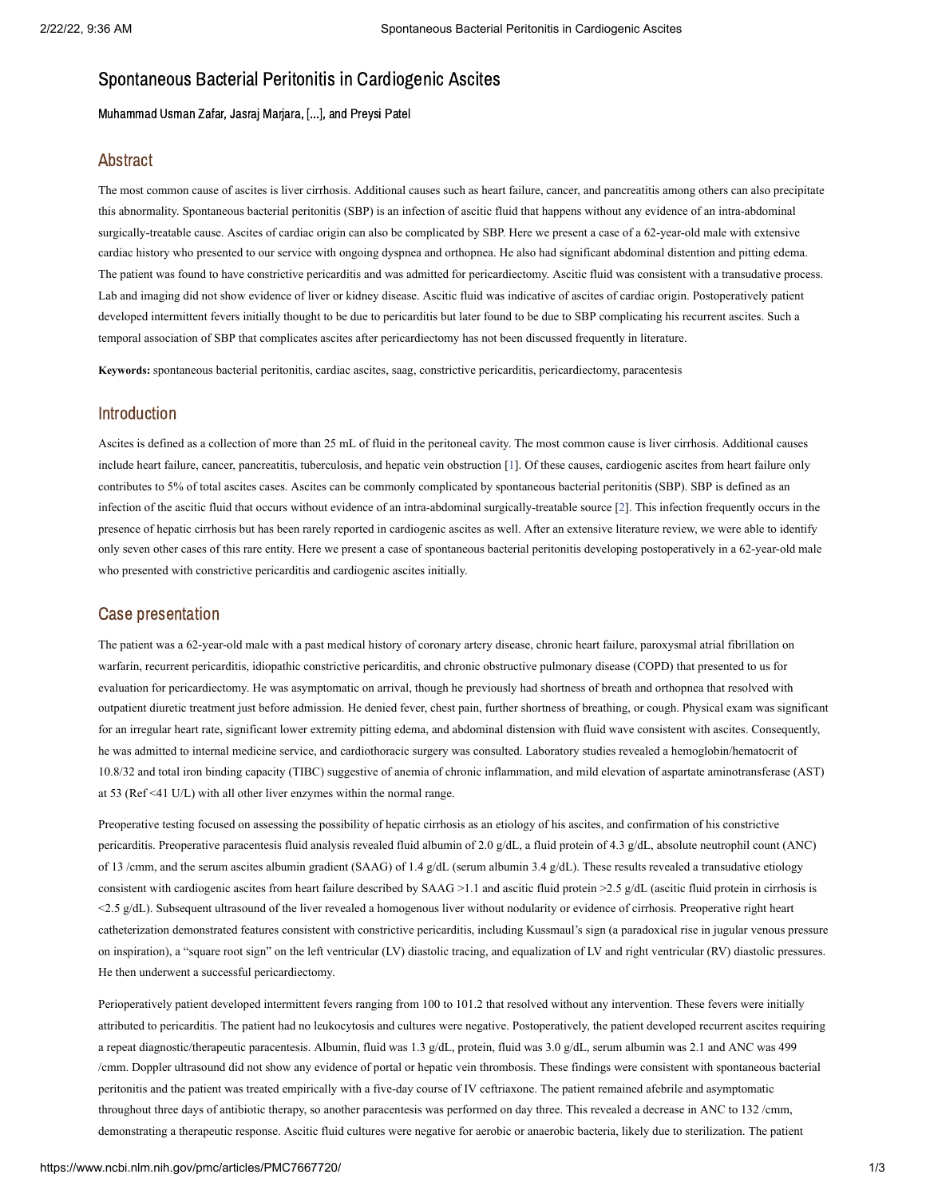# Spontaneous Bacterial Peritonitis in Cardiogenic Ascites

Muhammad Usman Zafar, Jasraj Marjara, [...], and Preysi Patel

## Abstract

The most common cause of ascites is liver cirrhosis. Additional causes such as heart failure, cancer, and pancreatitis among others can also precipitate this abnormality. Spontaneous bacterial peritonitis (SBP) is an infection of ascitic fluid that happens without any evidence of an intra-abdominal surgically-treatable cause. Ascites of cardiac origin can also be complicated by SBP. Here we present a case of a 62-year-old male with extensive cardiac history who presented to our service with ongoing dyspnea and orthopnea. He also had significant abdominal distention and pitting edema. The patient was found to have constrictive pericarditis and was admitted for pericardiectomy. Ascitic fluid was consistent with a transudative process. Lab and imaging did not show evidence of liver or kidney disease. Ascitic fluid was indicative of ascites of cardiac origin. Postoperatively patient developed intermittent fevers initially thought to be due to pericarditis but later found to be due to SBP complicating his recurrent ascites. Such a temporal association of SBP that complicates ascites after pericardiectomy has not been discussed frequently in literature.

**Keywords:** spontaneous bacterial peritonitis, cardiac ascites, saag, constrictive pericarditis, pericardiectomy, paracentesis

## Introduction

Ascites is defined as a collection of more than 25 mL of fluid in the peritoneal cavity. The most common cause is liver cirrhosis. Additional causes include heart failure, cancer, pancreatitis, tuberculosis, and hepatic vein obstruction [1]. Of these causes, cardiogenic ascites from heart failure only contributes to 5% of total ascites cases. Ascites can be commonly complicated by spontaneous bacterial peritonitis (SBP). SBP is defined as an infection of the ascitic fluid that occurs without evidence of an intra-abdominal surgically-treatable source [2]. This infection frequently occurs in the presence of hepatic cirrhosis but has been rarely reported in cardiogenic ascites as well. After an extensive literature review, we were able to identify only seven other cases of this rare entity. Here we present a case of spontaneous bacterial peritonitis developing postoperatively in a 62-year-old male who presented with constrictive pericarditis and cardiogenic ascites initially.

## Case presentation

The patient was a 62-year-old male with a past medical history of coronary artery disease, chronic heart failure, paroxysmal atrial fibrillation on warfarin, recurrent pericarditis, idiopathic constrictive pericarditis, and chronic obstructive pulmonary disease (COPD) that presented to us for evaluation for pericardiectomy. He was asymptomatic on arrival, though he previously had shortness of breath and orthopnea that resolved with outpatient diuretic treatment just before admission. He denied fever, chest pain, further shortness of breathing, or cough. Physical exam was significant for an irregular heart rate, significant lower extremity pitting edema, and abdominal distension with fluid wave consistent with ascites. Consequently, he was admitted to internal medicine service, and cardiothoracic surgery was consulted. Laboratory studies revealed a hemoglobin/hematocrit of 10.8/32 and total iron binding capacity (TIBC) suggestive of anemia of chronic inflammation, and mild elevation of aspartate aminotransferase (AST) at 53 (Ref <41 U/L) with all other liver enzymes within the normal range.

Preoperative testing focused on assessing the possibility of hepatic cirrhosis as an etiology of his ascites, and confirmation of his constrictive pericarditis. Preoperative paracentesis fluid analysis revealed fluid albumin of 2.0 g/dL, a fluid protein of 4.3 g/dL, absolute neutrophil count (ANC) of 13 /cmm, and the serum ascites albumin gradient (SAAG) of 1.4 g/dL (serum albumin 3.4 g/dL). These results revealed a transudative etiology consistent with cardiogenic ascites from heart failure described by SAAG >1.1 and ascitic fluid protein >2.5 g/dL (ascitic fluid protein in cirrhosis is <2.5 g/dL). Subsequent ultrasound of the liver revealed a homogenous liver without nodularity or evidence of cirrhosis. Preoperative right heart catheterization demonstrated features consistent with constrictive pericarditis, including Kussmaul's sign (a paradoxical rise in jugular venous pressure on inspiration), a "square root sign" on the left ventricular (LV) diastolic tracing, and equalization of LV and right ventricular (RV) diastolic pressures. He then underwent a successful pericardiectomy.

Perioperatively patient developed intermittent fevers ranging from 100 to 101.2 that resolved without any intervention. These fevers were initially attributed to pericarditis. The patient had no leukocytosis and cultures were negative. Postoperatively, the patient developed recurrent ascites requiring a repeat diagnostic/therapeutic paracentesis. Albumin, fluid was 1.3 g/dL, protein, fluid was 3.0 g/dL, serum albumin was 2.1 and ANC was 499 /cmm. Doppler ultrasound did not show any evidence of portal or hepatic vein thrombosis. These findings were consistent with spontaneous bacterial peritonitis and the patient was treated empirically with a five-day course of IV ceftriaxone. The patient remained afebrile and asymptomatic throughout three days of antibiotic therapy, so another paracentesis was performed on day three. This revealed a decrease in ANC to 132 /cmm, demonstrating a therapeutic response. Ascitic fluid cultures were negative for aerobic or anaerobic bacteria, likely due to sterilization. The patient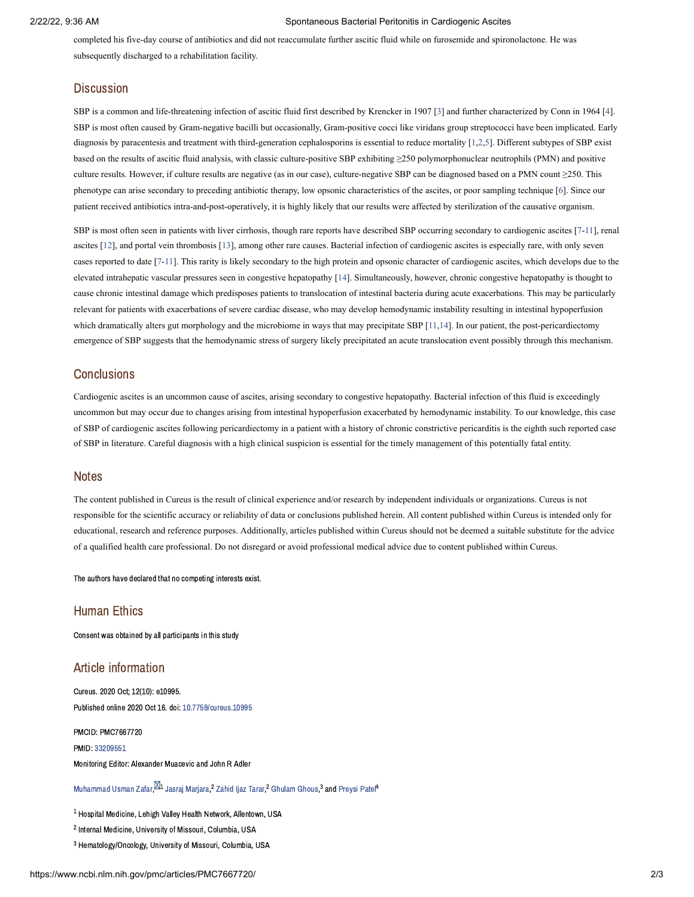completed his five-day course of antibiotics and did not reaccumulate further ascitic fluid while on furosemide and spironolactone. He was subsequently discharged to a rehabilitation facility.

## Discussion

SBP is a common and life-threatening infection of ascitic fluid first described by Krencker in 1907 [3] and further characterized by Conn in 1964 [4]. SBP is most often caused by Gram-negative bacilli but occasionally, Gram-positive cocci like viridans group streptococci have been implicated. Early diagnosis by paracentesis and treatment with third-generation cephalosporins is essential to reduce mortality [1,2,5]. Different subtypes of SBP exist based on the results of ascitic fluid analysis, with classic culture-positive SBP exhibiting ≥250 polymorphonuclear neutrophils (PMN) and positive culture results. However, if culture results are negative (as in our case), culture-negative SBP can be diagnosed based on a PMN count ≥250. This phenotype can arise secondary to preceding antibiotic therapy, low opsonic characteristics of the ascites, or poor sampling technique [6]. Since our patient received antibiotics intra-and-post-operatively, it is highly likely that our results were affected by sterilization of the causative organism.

SBP is most often seen in patients with liver cirrhosis, though rare reports have described SBP occurring secondary to cardiogenic ascites [7-11], renal ascites [12], and portal vein thrombosis [13], among other rare causes. Bacterial infection of cardiogenic ascites is especially rare, with only seven cases reported to date [7-11]. This rarity is likely secondary to the high protein and opsonic character of cardiogenic ascites, which develops due to the elevated intrahepatic vascular pressures seen in congestive hepatopathy [14]. Simultaneously, however, chronic congestive hepatopathy is thought to cause chronic intestinal damage which predisposes patients to translocation of intestinal bacteria during acute exacerbations. This may be particularly relevant for patients with exacerbations of severe cardiac disease, who may develop hemodynamic instability resulting in intestinal hypoperfusion which dramatically alters gut morphology and the microbiome in ways that may precipitate SBP [11,14]. In our patient, the post-pericardiectomy emergence of SBP suggests that the hemodynamic stress of surgery likely precipitated an acute translocation event possibly through this mechanism.

## Conclusions

Cardiogenic ascites is an uncommon cause of ascites, arising secondary to congestive hepatopathy. Bacterial infection of this fluid is exceedingly uncommon but may occur due to changes arising from intestinal hypoperfusion exacerbated by hemodynamic instability. To our knowledge, this case of SBP of cardiogenic ascites following pericardiectomy in a patient with a history of chronic constrictive pericarditis is the eighth such reported case of SBP in literature. Careful diagnosis with a high clinical suspicion is essential for the timely management of this potentially fatal entity.

## Notes

The content published in Cureus is the result of clinical experience and/or research by independent individuals or organizations. Cureus is not responsible for the scientific accuracy or reliability of data or conclusions published herein. All content published within Cureus is intended only for educational, research and reference purposes. Additionally, articles published within Cureus should not be deemed a suitable substitute for the advice of a qualified health care professional. Do not disregard or avoid professional medical advice due to content published within Cureus.

The authors have declared that no competing interests exist.

## Human Ethics

Consent was obtained by all participants in this study

## Article information

Cureus. 2020 Oct; 12(10): e10995.

Published online 2020 Oct 16. doi: 10.7759/cureus.10995

PMCID: PMC7667720

PMID: 33209551

Monitoring Editor: Alexander Muacevic and John R Adler

Muhammad Usman Zafar,[1] Jasraj Marjara,[2] Zahid Ijaz Tarar,[2] Ghulam Ghous,[3] and Preysi Patel[4]

[1] Hospital Medicine, Lehigh Valley Health Network, Allentown, USA

[2] Internal Medicine, University of Missouri, Columbia, USA

[3] Hematology/Oncology, University of Missouri, Columbia, USA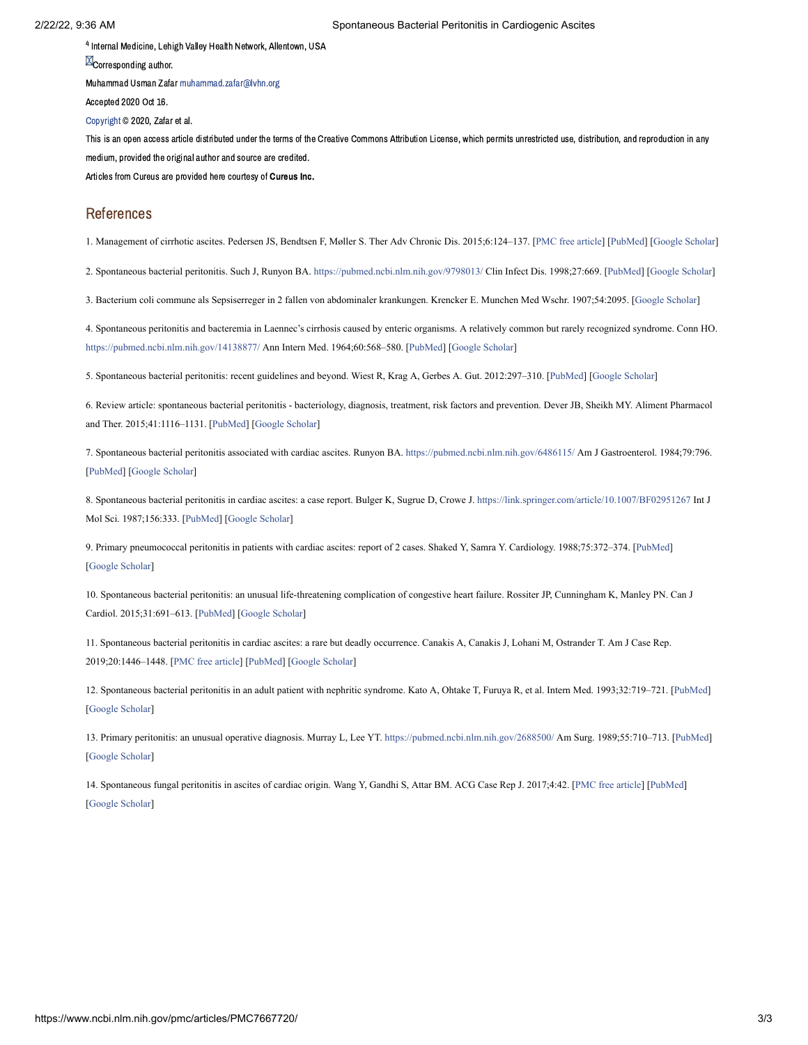[4] Internal Medicine, Lehigh Valley Health Network, Allentown, USA

Corresponding author.

Muhammad Usman Zafar muhammad.zafar@lvhn.org

Accepted 2020 Oct 16.

Copyright © 2020, Zafar et al.

This is an open access article distributed under the terms of the Creative Commons Attribution License, which permits unrestricted use, distribution, and reproduction in any medium, provided the original author and source are credited.

Articles from Cureus are provided here courtesy of **Cureus Inc.**

## References

1. Management of cirrhotic ascites. Pedersen JS, Bendtsen F, Møller S. Ther Adv Chronic Dis. 2015;6:124–137. [PMC free article] [PubMed] [Google Scholar]

2. Spontaneous bacterial peritonitis. Such J, Runyon BA. https://pubmed.ncbi.nlm.nih.gov/9798013/ Clin Infect Dis. 1998;27:669. [PubMed] [Google Scholar]

3. Bacterium coli commune als Sepsiserreger in 2 fallen von abdominaler krankungen. Krencker E. Munchen Med Wschr. 1907;54:2095. [Google Scholar]

4. Spontaneous peritonitis and bacteremia in Laennec's cirrhosis caused by enteric organisms. A relatively common but rarely recognized syndrome. Conn HO. https://pubmed.ncbi.nlm.nih.gov/14138877/ Ann Intern Med. 1964;60:568–580. [PubMed] [Google Scholar]

5. Spontaneous bacterial peritonitis: recent guidelines and beyond. Wiest R, Krag A, Gerbes A. Gut. 2012:297–310. [PubMed] [Google Scholar]

6. Review article: spontaneous bacterial peritonitis - bacteriology, diagnosis, treatment, risk factors and prevention. Dever JB, Sheikh MY. Aliment Pharmacol and Ther. 2015;41:1116–1131. [PubMed] [Google Scholar]

7. Spontaneous bacterial peritonitis associated with cardiac ascites. Runyon BA. https://pubmed.ncbi.nlm.nih.gov/6486115/ Am J Gastroenterol. 1984;79:796. [PubMed] [Google Scholar]

8. Spontaneous bacterial peritonitis in cardiac ascites: a case report. Bulger K, Sugrue D, Crowe J. https://link.springer.com/article/10.1007/BF02951267 Int J Mol Sci. 1987;156:333. [PubMed] [Google Scholar]

9. Primary pneumococcal peritonitis in patients with cardiac ascites: report of 2 cases. Shaked Y, Samra Y. Cardiology. 1988;75:372–374. [PubMed] [Google Scholar]

10. Spontaneous bacterial peritonitis: an unusual life-threatening complication of congestive heart failure. Rossiter JP, Cunningham K, Manley PN. Can J Cardiol. 2015;31:691–613. [PubMed] [Google Scholar]

11. Spontaneous bacterial peritonitis in cardiac ascites: a rare but deadly occurrence. Canakis A, Canakis J, Lohani M, Ostrander T. Am J Case Rep. 2019;20:1446–1448. [PMC free article] [PubMed] [Google Scholar]

12. Spontaneous bacterial peritonitis in an adult patient with nephritic syndrome. Kato A, Ohtake T, Furuya R, et al. Intern Med. 1993;32:719–721. [PubMed] [Google Scholar]

13. Primary peritonitis: an unusual operative diagnosis. Murray L, Lee YT. https://pubmed.ncbi.nlm.nih.gov/2688500/ Am Surg. 1989;55:710–713. [PubMed] [Google Scholar]

14. Spontaneous fungal peritonitis in ascites of cardiac origin. Wang Y, Gandhi S, Attar BM. ACG Case Rep J. 2017;4:42. [PMC free article] [PubMed] [Google Scholar]